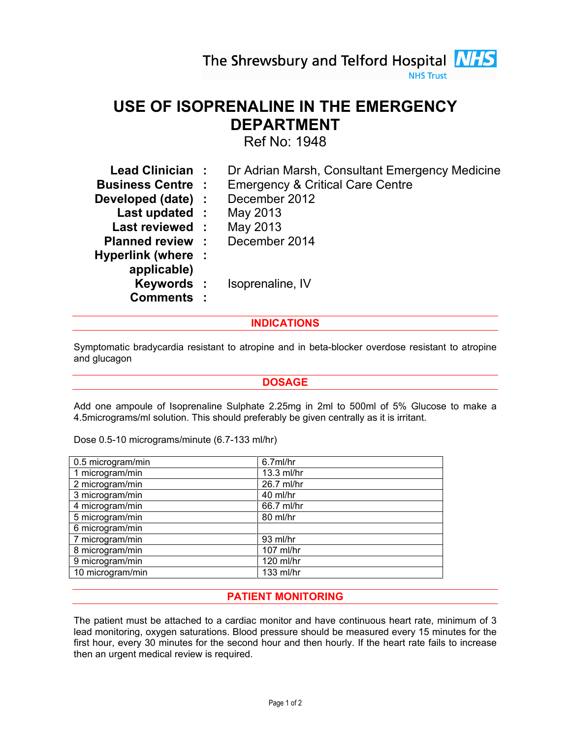The Shrewsbury and Telford Hospital NHS Trust

# USE OF ISOPRENALINE IN THE EMERGENCY DEPARTMENT

Ref No: 1948

| | | |
|---|---|---|
| **Lead Clinician** | : | Dr Adrian Marsh, Consultant Emergency Medicine |
| **Business Centre** | : | Emergency & Critical Care Centre |
| **Developed (date)** | : | December 2012 |
| **Last updated** | : | May 2013 |
| **Last reviewed** | : | May 2013 |
| **Planned review** | : | December 2014 |
| **Hyperlink (where applicable)** | : | |
| **Keywords** | : | Isoprenaline, IV |
| **Comments** | : | |

## INDICATIONS

Symptomatic bradycardia resistant to atropine and in beta-blocker overdose resistant to atropine and glucagon

## DOSAGE

Add one ampoule of Isoprenaline Sulphate 2.25mg in 2ml to 500ml of 5% Glucose to make a 4.5micrograms/ml solution. This should preferably be given centrally as it is irritant.

Dose 0.5-10 micrograms/minute (6.7-133 ml/hr)

| | |
|---|---|
| 0.5 microgram/min | 6.7ml/hr |
| 1 microgram/min | 13.3 ml/hr |
| 2 microgram/min | 26.7 ml/hr |
| 3 microgram/min | 40 ml/hr |
| 4 microgram/min | 66.7 ml/hr |
| 5 microgram/min | 80 ml/hr |
| 6 microgram/min | |
| 7 microgram/min | 93 ml/hr |
| 8 microgram/min | 107 ml/hr |
| 9 microgram/min | 120 ml/hr |
| 10 microgram/min | 133 ml/hr |

## PATIENT MONITORING

The patient must be attached to a cardiac monitor and have continuous heart rate, minimum of 3 lead monitoring, oxygen saturations. Blood pressure should be measured every 15 minutes for the first hour, every 30 minutes for the second hour and then hourly. If the heart rate fails to increase then an urgent medical review is required.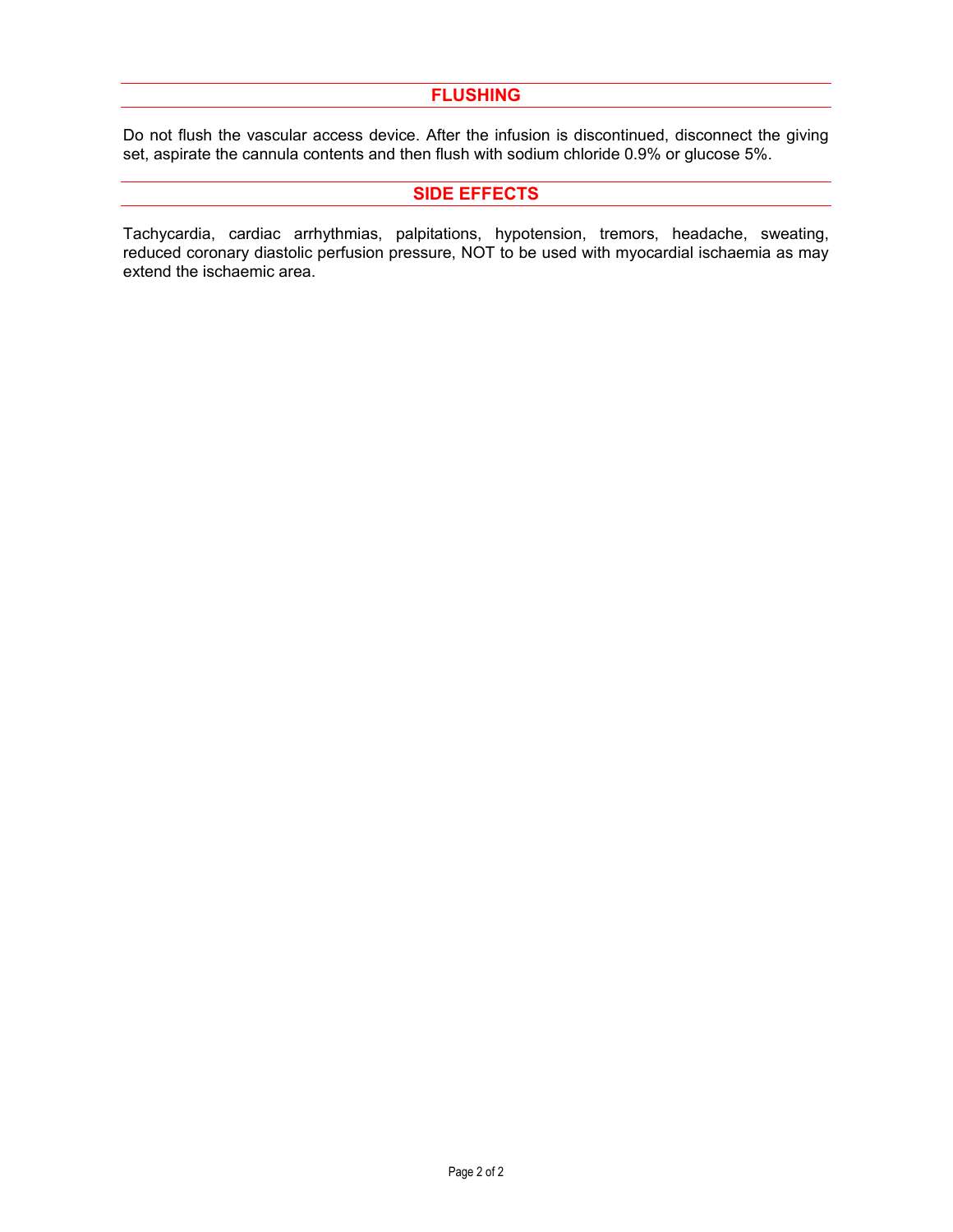## FLUSHING

Do not flush the vascular access device. After the infusion is discontinued, disconnect the giving set, aspirate the cannula contents and then flush with sodium chloride 0.9% or glucose 5%.

## SIDE EFFECTS

Tachycardia, cardiac arrhythmias, palpitations, hypotension, tremors, headache, sweating, reduced coronary diastolic perfusion pressure, NOT to be used with myocardial ischaemia as may extend the ischaemic area.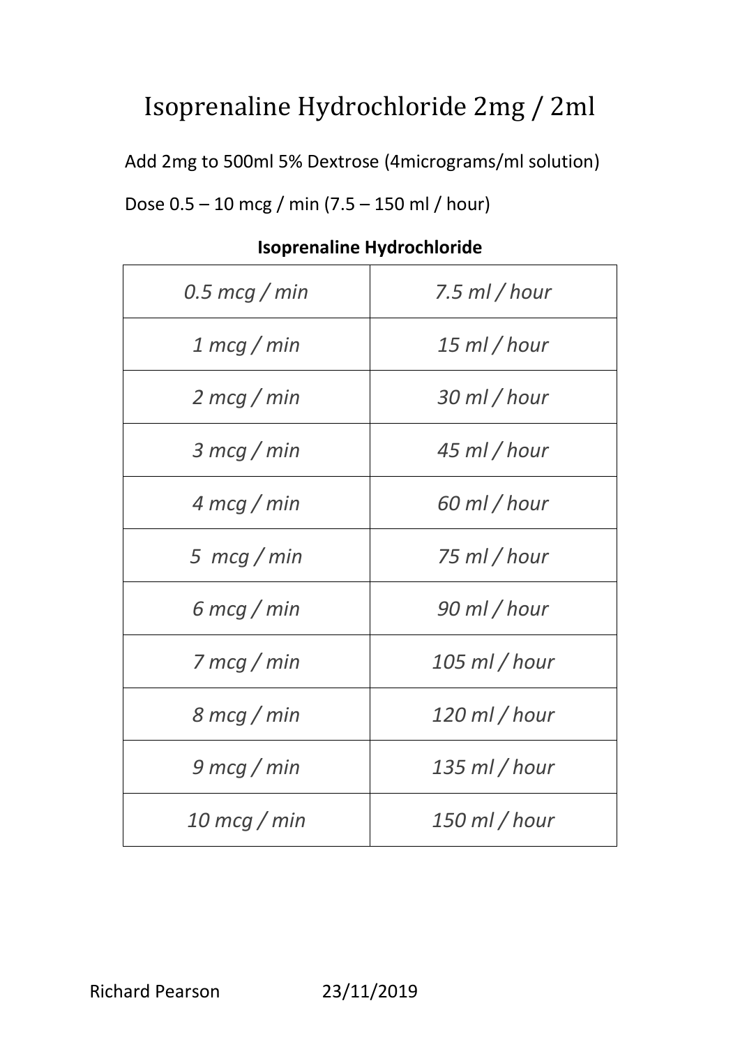# Isoprenaline Hydrochloride 2mg / 2ml

Add 2mg to 500ml 5% Dextrose (4micrograms/ml solution)

Dose 0.5 – 10 mcg / min (7.5 – 150 ml / hour)

**Isoprenaline Hydrochloride**

| | |
|---|---|
| *0.5 mcg / min* | *7.5 ml / hour* |
| *1 mcg / min* | *15 ml / hour* |
| *2 mcg / min* | *30 ml / hour* |
| *3 mcg / min* | *45 ml / hour* |
| *4 mcg / min* | *60 ml / hour* |
| *5 mcg / min* | *75 ml / hour* |
| *6 mcg / min* | *90 ml / hour* |
| *7 mcg / min* | *105 ml / hour* |
| *8 mcg / min* | *120 ml / hour* |
| *9 mcg / min* | *135 ml / hour* |
| *10 mcg / min* | *150 ml / hour* |

Richard Pearson 23/11/2019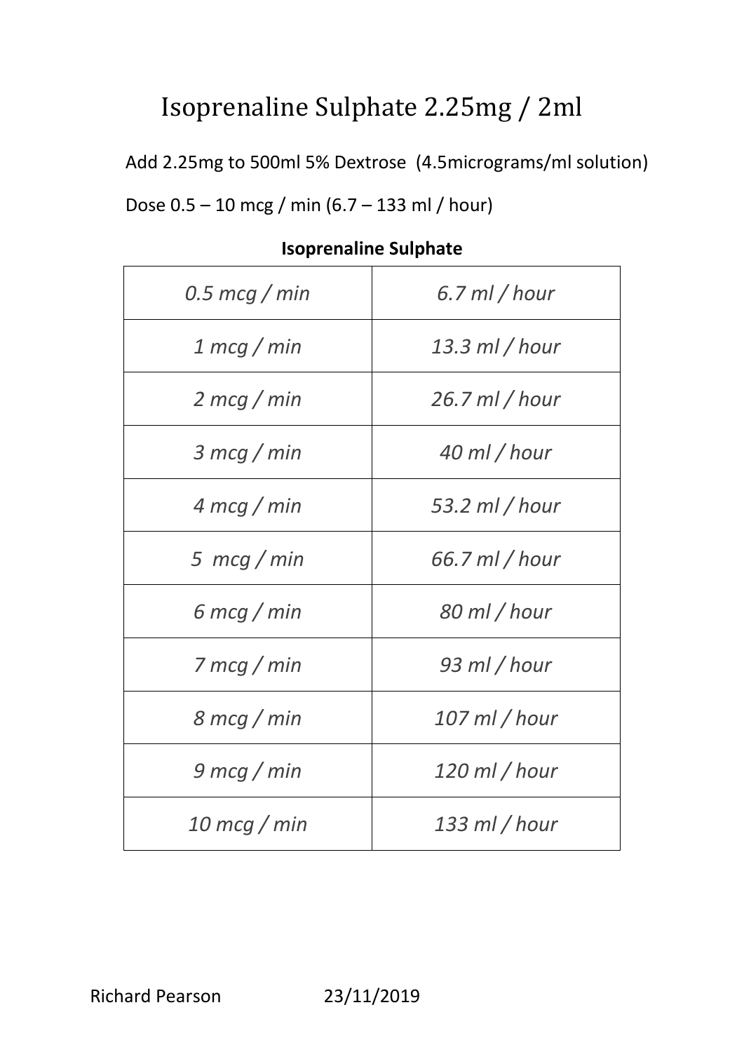# Isoprenaline Sulphate 2.25mg / 2ml

Add 2.25mg to 500ml 5% Dextrose (4.5micrograms/ml solution)

Dose 0.5 – 10 mcg / min (6.7 – 133 ml / hour)

**Isoprenaline Sulphate**

| | |
|---|---|
| *0.5 mcg / min* | *6.7 ml / hour* |
| *1 mcg / min* | *13.3 ml / hour* |
| *2 mcg / min* | *26.7 ml / hour* |
| *3 mcg / min* | *40 ml / hour* |
| *4 mcg / min* | *53.2 ml / hour* |
| *5 mcg / min* | *66.7 ml / hour* |
| *6 mcg / min* | *80 ml / hour* |
| *7 mcg / min* | *93 ml / hour* |
| *8 mcg / min* | *107 ml / hour* |
| *9 mcg / min* | *120 ml / hour* |
| *10 mcg / min* | *133 ml / hour* |

Richard Pearson 23/11/2019